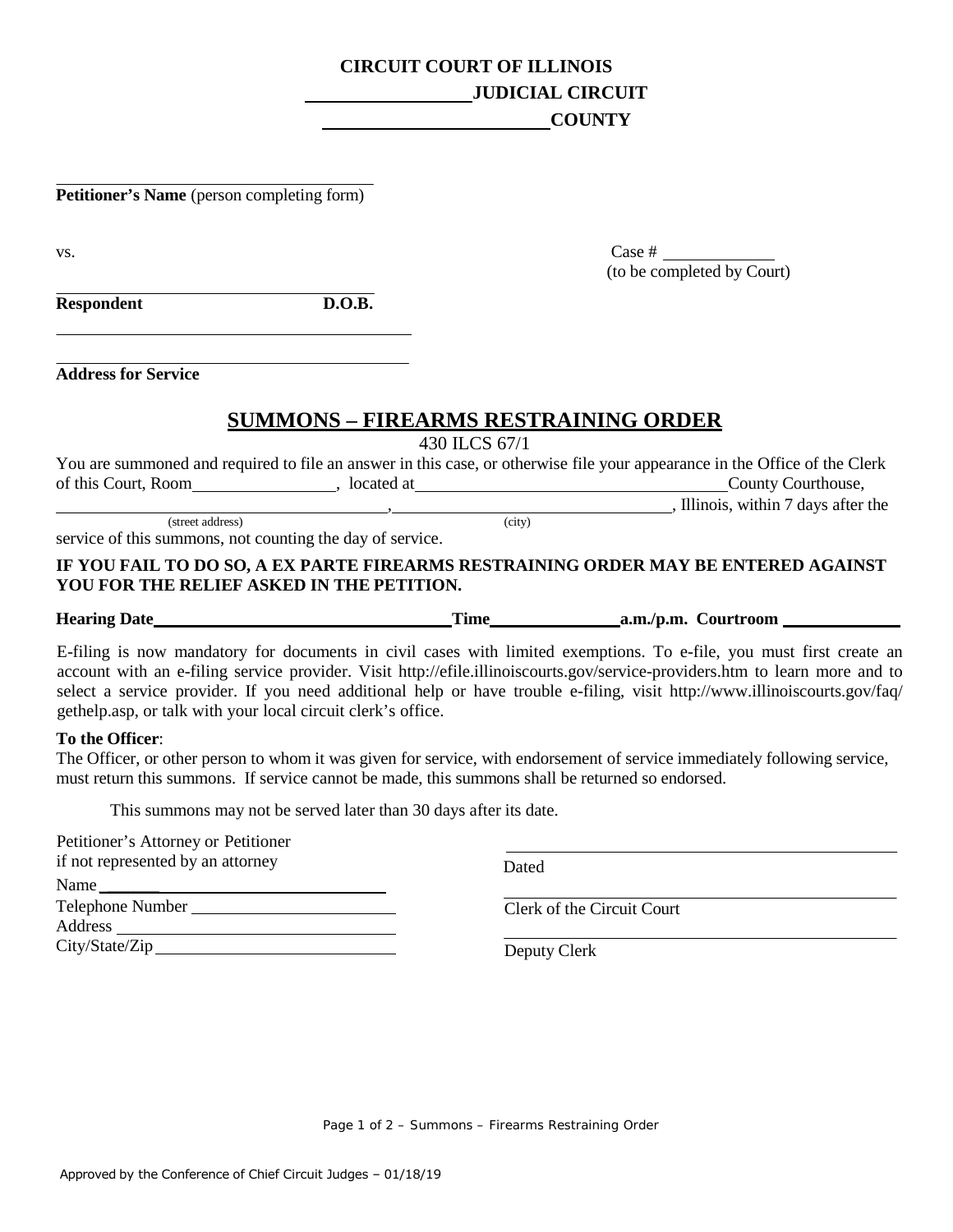**CIRCUIT COURT OF ILLINOIS**
**_______________ JUDICIAL CIRCUIT**
**_____________________ COUNTY**

______________________________
**Petitioner's Name** (person completing form)

vs. Case # __________
(to be completed by Court)

______________________________
**Respondent** **D.O.B.**

______________________________

______________________________
**Address for Service**

## SUMMONS – FIREARMS RESTRAINING ORDER

430 ILCS 67/1

You are summoned and required to file an answer in this case, or otherwise file your appearance in the Office of the Clerk of this Court, Room ____________, located at ______________________________ County Courthouse, ______________________________ (street address), ______________________________ (city), Illinois, within 7 days after the service of this summons, not counting the day of service.

**IF YOU FAIL TO DO SO, A EX PARTE FIREARMS RESTRAINING ORDER MAY BE ENTERED AGAINST YOU FOR THE RELIEF ASKED IN THE PETITION.**

**Hearing Date** ______________________ **Time** ____________ **a.m./p.m. Courtroom** __________

E-filing is now mandatory for documents in civil cases with limited exemptions. To e-file, you must first create an account with an e-filing service provider. Visit http://efile.illinoiscourts.gov/service-providers.htm to learn more and to select a service provider. If you need additional help or have trouble e-filing, visit http://www.illinoiscourts.gov/faq/gethelp.asp, or talk with your local circuit clerk's office.

**To the Officer**:
The Officer, or other person to whom it was given for service, with endorsement of service immediately following service, must return this summons. If service cannot be made, this summons shall be returned so endorsed.

This summons may not be served later than 30 days after its date.

Petitioner's Attorney or Petitioner if not represented by an attorney
Name ______________________
Telephone Number ______________________
Address ______________________
City/State/Zip ______________________

______________________________
Dated

______________________________
Clerk of the Circuit Court

______________________________
Deputy Clerk

Approved by the Conference of Chief Circuit Judges – 01/18/19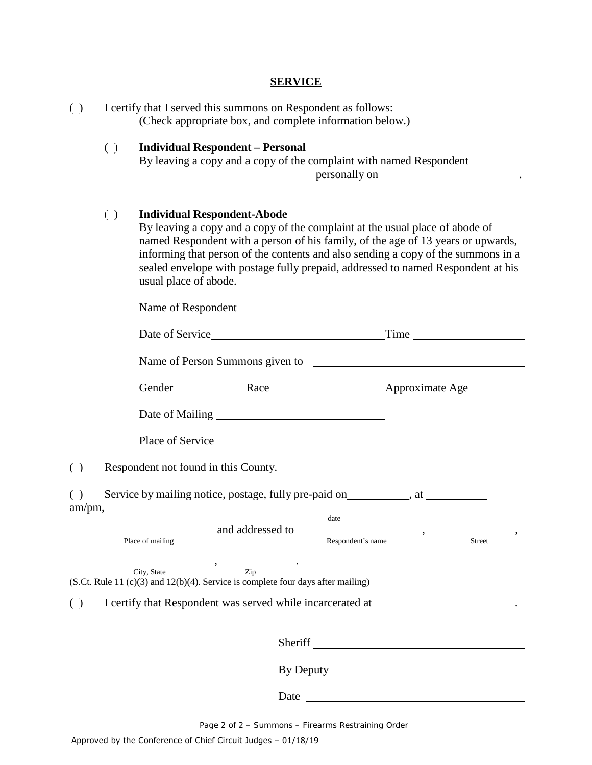## SERVICE

( ) I certify that I served this summons on Respondent as follows:
(Check appropriate box, and complete information below.)

( ) **Individual Respondent – Personal**
By leaving a copy and a copy of the complaint with named Respondent ______________________________ personally on ________________________.

( ) **Individual Respondent-Abode**
By leaving a copy and a copy of the complaint at the usual place of abode of named Respondent with a person of his family, of the age of 13 years or upwards, informing that person of the contents and also sending a copy of the summons in a sealed envelope with postage fully prepaid, addressed to named Respondent at his usual place of abode.

Name of Respondent ______________________________________________

Date of Service ____________________________ Time __________________

Name of Person Summons given to ____________________________________

Gender ____________ Race ___________________ Approximate Age _________

Date of Mailing ____________________________

Place of Service ______________________________________________

( ) Respondent not found in this County.

( ) Service by mailing notice, postage, fully pre-paid on __________ (date), at __________ am/pm,

____________________ (Place of mailing) and addressed to ______________________ (Respondent's name), ________________ (Street),

____________________ (City, State), ______________ (Zip).

(S.Ct. Rule 11 (c)(3) and 12(b)(4). Service is complete four days after mailing)

( ) I certify that Respondent was served while incarcerated at ________________________.

Sheriff ______________________________________

By Deputy ___________________________________

Date ________________________________________

Summons – Firearms Restraining Order

Approved by the Conference of Chief Circuit Judges – 01/18/19